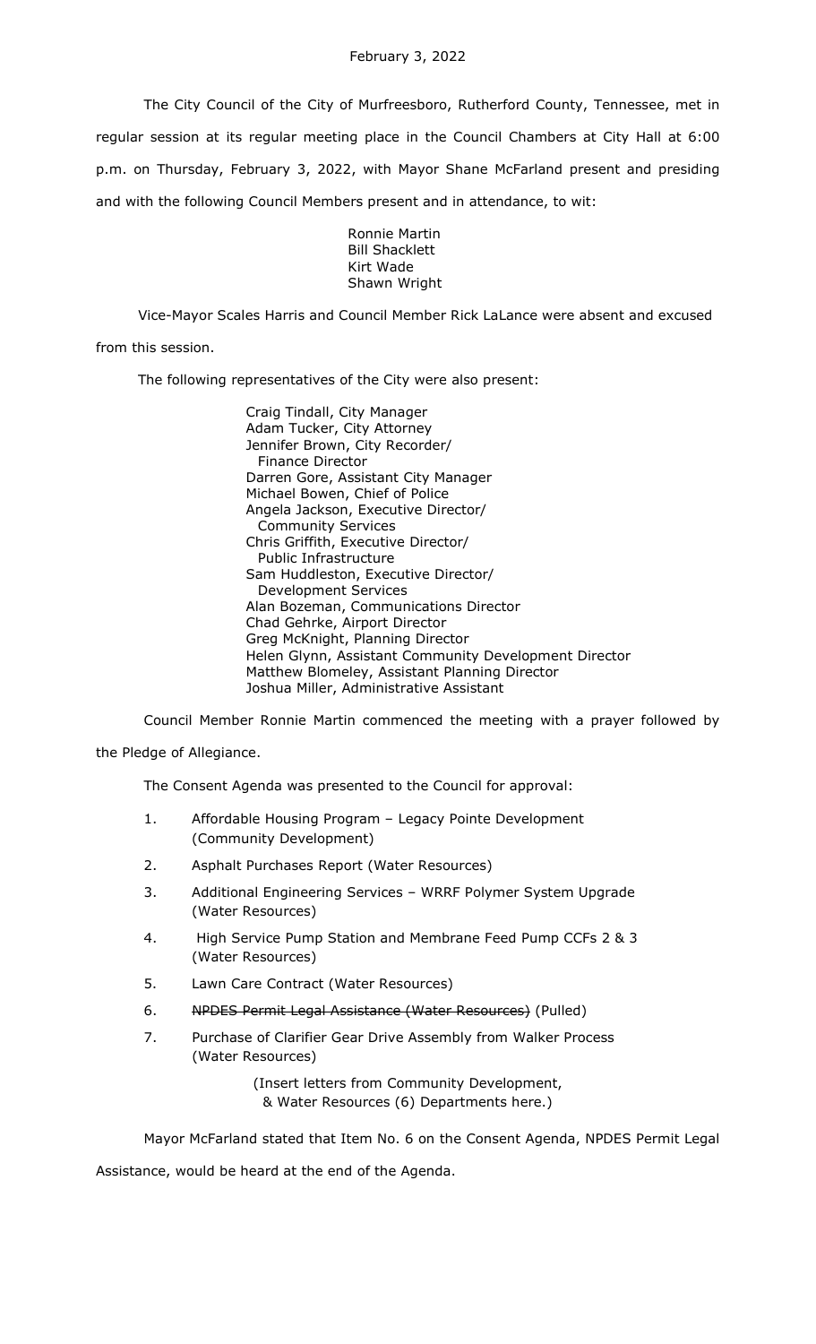February 3, 2022

The City Council of the City of Murfreesboro, Rutherford County, Tennessee, met in regular session at its regular meeting place in the Council Chambers at City Hall at 6:00 p.m. on Thursday, February 3, 2022, with Mayor Shane McFarland present and presiding and with the following Council Members present and in attendance, to wit:

Ronnie Martin
Bill Shacklett
Kirt Wade
Shawn Wright

Vice-Mayor Scales Harris and Council Member Rick LaLance were absent and excused from this session.

The following representatives of the City were also present:

Craig Tindall, City Manager
Adam Tucker, City Attorney
Jennifer Brown, City Recorder/ Finance Director
Darren Gore, Assistant City Manager
Michael Bowen, Chief of Police
Angela Jackson, Executive Director/ Community Services
Chris Griffith, Executive Director/ Public Infrastructure
Sam Huddleston, Executive Director/ Development Services
Alan Bozeman, Communications Director
Chad Gehrke, Airport Director
Greg McKnight, Planning Director
Helen Glynn, Assistant Community Development Director
Matthew Blomeley, Assistant Planning Director
Joshua Miller, Administrative Assistant

Council Member Ronnie Martin commenced the meeting with a prayer followed by the Pledge of Allegiance.

The Consent Agenda was presented to the Council for approval:

1. Affordable Housing Program – Legacy Pointe Development (Community Development)
2. Asphalt Purchases Report (Water Resources)
3. Additional Engineering Services – WRRF Polymer System Upgrade (Water Resources)
4. High Service Pump Station and Membrane Feed Pump CCFs 2 & 3 (Water Resources)
5. Lawn Care Contract (Water Resources)
6. ~~NPDES Permit Legal Assistance (Water Resources)~~ (Pulled)
7. Purchase of Clarifier Gear Drive Assembly from Walker Process (Water Resources)

(Insert letters from Community Development, & Water Resources (6) Departments here.)

Mayor McFarland stated that Item No. 6 on the Consent Agenda, NPDES Permit Legal Assistance, would be heard at the end of the Agenda.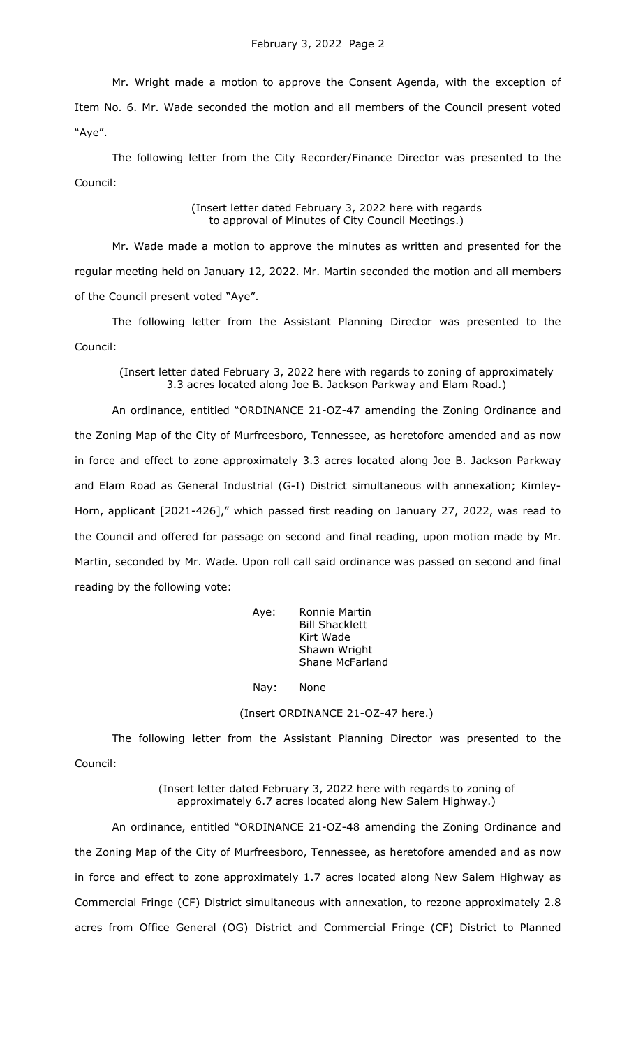Mr. Wright made a motion to approve the Consent Agenda, with the exception of Item No. 6. Mr. Wade seconded the motion and all members of the Council present voted "Aye".

The following letter from the City Recorder/Finance Director was presented to the Council:

(Insert letter dated February 3, 2022 here with regards to approval of Minutes of City Council Meetings.)

Mr. Wade made a motion to approve the minutes as written and presented for the regular meeting held on January 12, 2022. Mr. Martin seconded the motion and all members of the Council present voted "Aye".

The following letter from the Assistant Planning Director was presented to the Council:

(Insert letter dated February 3, 2022 here with regards to zoning of approximately 3.3 acres located along Joe B. Jackson Parkway and Elam Road.)

An ordinance, entitled "ORDINANCE 21-OZ-47 amending the Zoning Ordinance and the Zoning Map of the City of Murfreesboro, Tennessee, as heretofore amended and as now in force and effect to zone approximately 3.3 acres located along Joe B. Jackson Parkway and Elam Road as General Industrial (G-I) District simultaneous with annexation; Kimley-Horn, applicant [2021-426]," which passed first reading on January 27, 2022, was read to the Council and offered for passage on second and final reading, upon motion made by Mr. Martin, seconded by Mr. Wade. Upon roll call said ordinance was passed on second and final reading by the following vote:

Aye: Ronnie Martin
Bill Shacklett
Kirt Wade
Shawn Wright
Shane McFarland

Nay: None

(Insert ORDINANCE 21-OZ-47 here.)

The following letter from the Assistant Planning Director was presented to the Council:

(Insert letter dated February 3, 2022 here with regards to zoning of approximately 6.7 acres located along New Salem Highway.)

An ordinance, entitled "ORDINANCE 21-OZ-48 amending the Zoning Ordinance and the Zoning Map of the City of Murfreesboro, Tennessee, as heretofore amended and as now in force and effect to zone approximately 1.7 acres located along New Salem Highway as Commercial Fringe (CF) District simultaneous with annexation, to rezone approximately 2.8 acres from Office General (OG) District and Commercial Fringe (CF) District to Planned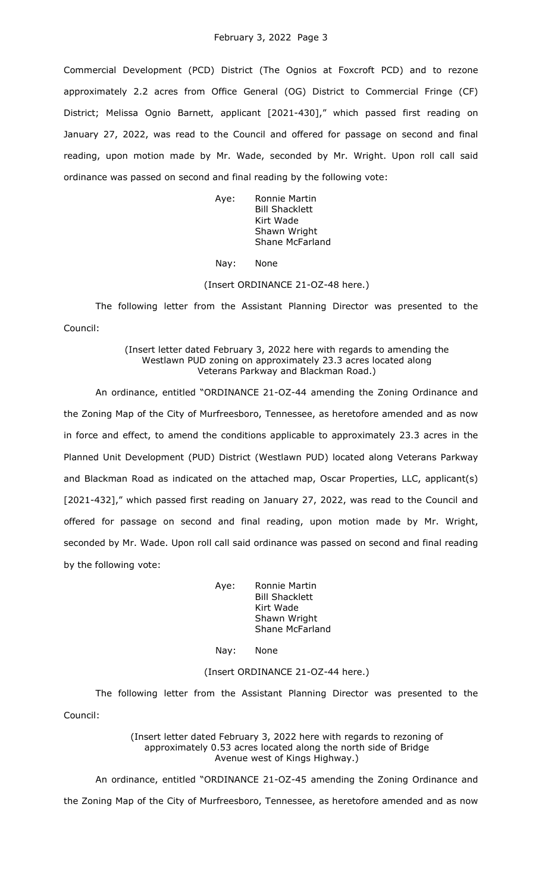Commercial Development (PCD) District (The Ognios at Foxcroft PCD) and to rezone approximately 2.2 acres from Office General (OG) District to Commercial Fringe (CF) District; Melissa Ognio Barnett, applicant [2021-430]," which passed first reading on January 27, 2022, was read to the Council and offered for passage on second and final reading, upon motion made by Mr. Wade, seconded by Mr. Wright. Upon roll call said ordinance was passed on second and final reading by the following vote:

Aye: Ronnie Martin
Bill Shacklett
Kirt Wade
Shawn Wright
Shane McFarland

Nay: None

(Insert ORDINANCE 21-OZ-48 here.)

The following letter from the Assistant Planning Director was presented to the Council:

(Insert letter dated February 3, 2022 here with regards to amending the Westlawn PUD zoning on approximately 23.3 acres located along Veterans Parkway and Blackman Road.)

An ordinance, entitled "ORDINANCE 21-OZ-44 amending the Zoning Ordinance and the Zoning Map of the City of Murfreesboro, Tennessee, as heretofore amended and as now in force and effect, to amend the conditions applicable to approximately 23.3 acres in the Planned Unit Development (PUD) District (Westlawn PUD) located along Veterans Parkway and Blackman Road as indicated on the attached map, Oscar Properties, LLC, applicant(s) [2021-432]," which passed first reading on January 27, 2022, was read to the Council and offered for passage on second and final reading, upon motion made by Mr. Wright, seconded by Mr. Wade. Upon roll call said ordinance was passed on second and final reading by the following vote:

Aye: Ronnie Martin
Bill Shacklett
Kirt Wade
Shawn Wright
Shane McFarland

Nay: None

(Insert ORDINANCE 21-OZ-44 here.)

The following letter from the Assistant Planning Director was presented to the Council:

(Insert letter dated February 3, 2022 here with regards to rezoning of approximately 0.53 acres located along the north side of Bridge Avenue west of Kings Highway.)

An ordinance, entitled "ORDINANCE 21-OZ-45 amending the Zoning Ordinance and the Zoning Map of the City of Murfreesboro, Tennessee, as heretofore amended and as now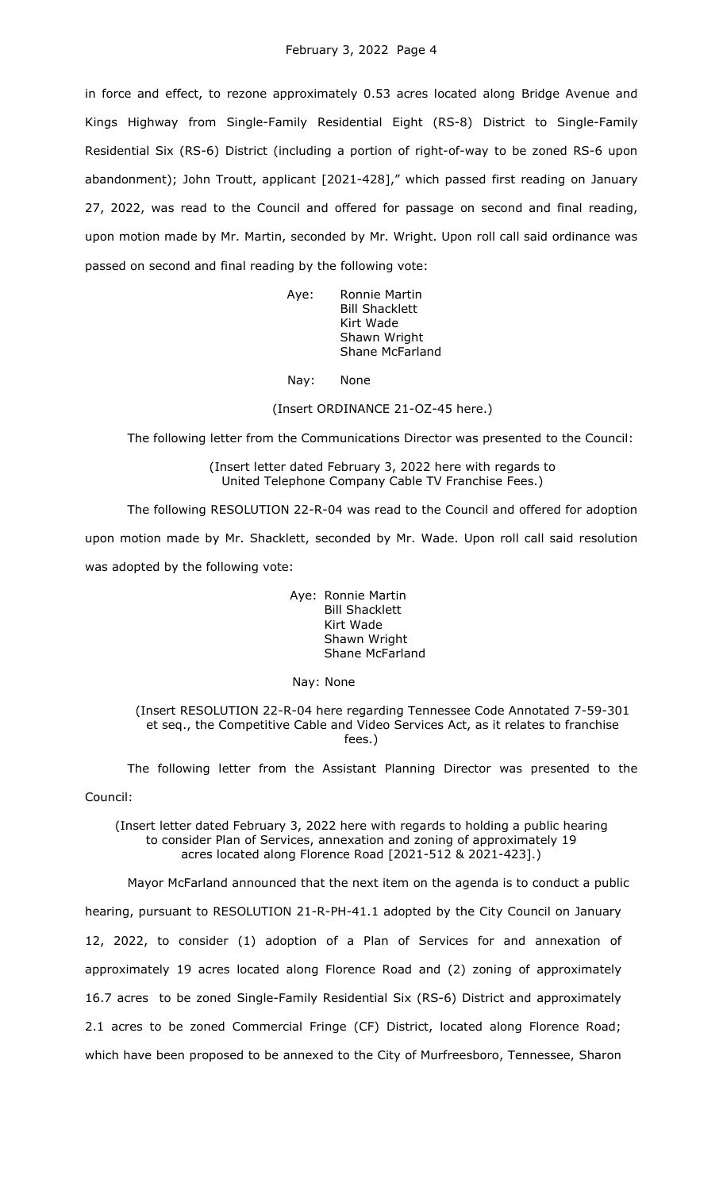in force and effect, to rezone approximately 0.53 acres located along Bridge Avenue and Kings Highway from Single-Family Residential Eight (RS-8) District to Single-Family Residential Six (RS-6) District (including a portion of right-of-way to be zoned RS-6 upon abandonment); John Troutt, applicant [2021-428]," which passed first reading on January 27, 2022, was read to the Council and offered for passage on second and final reading, upon motion made by Mr. Martin, seconded by Mr. Wright. Upon roll call said ordinance was passed on second and final reading by the following vote:

Aye: Ronnie Martin
Bill Shacklett
Kirt Wade
Shawn Wright
Shane McFarland

Nay: None

(Insert ORDINANCE 21-OZ-45 here.)

The following letter from the Communications Director was presented to the Council:

(Insert letter dated February 3, 2022 here with regards to United Telephone Company Cable TV Franchise Fees.)

The following RESOLUTION 22-R-04 was read to the Council and offered for adoption upon motion made by Mr. Shacklett, seconded by Mr. Wade. Upon roll call said resolution was adopted by the following vote:

Aye: Ronnie Martin
Bill Shacklett
Kirt Wade
Shawn Wright
Shane McFarland

Nay: None

(Insert RESOLUTION 22-R-04 here regarding Tennessee Code Annotated 7-59-301 et seq., the Competitive Cable and Video Services Act, as it relates to franchise fees.)

The following letter from the Assistant Planning Director was presented to the Council:

(Insert letter dated February 3, 2022 here with regards to holding a public hearing to consider Plan of Services, annexation and zoning of approximately 19 acres located along Florence Road [2021-512 & 2021-423].)

Mayor McFarland announced that the next item on the agenda is to conduct a public hearing, pursuant to RESOLUTION 21-R-PH-41.1 adopted by the City Council on January 12, 2022, to consider (1) adoption of a Plan of Services for and annexation of approximately 19 acres located along Florence Road and (2) zoning of approximately 16.7 acres to be zoned Single-Family Residential Six (RS-6) District and approximately 2.1 acres to be zoned Commercial Fringe (CF) District, located along Florence Road; which have been proposed to be annexed to the City of Murfreesboro, Tennessee, Sharon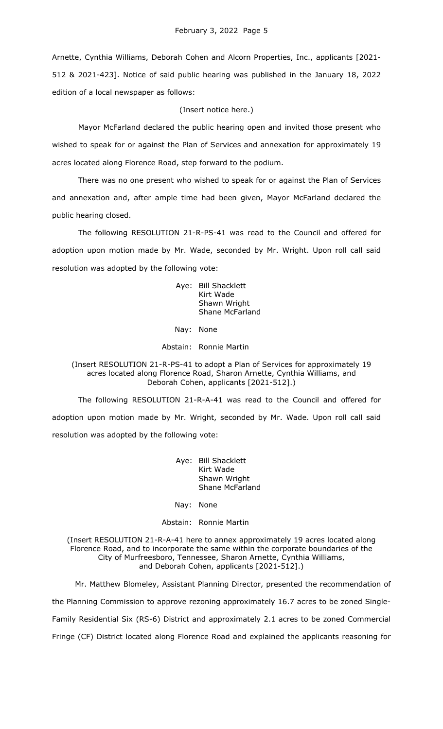Arnette, Cynthia Williams, Deborah Cohen and Alcorn Properties, Inc., applicants [2021-512 & 2021-423]. Notice of said public hearing was published in the January 18, 2022 edition of a local newspaper as follows:

(Insert notice here.)

Mayor McFarland declared the public hearing open and invited those present who wished to speak for or against the Plan of Services and annexation for approximately 19 acres located along Florence Road, step forward to the podium.

There was no one present who wished to speak for or against the Plan of Services and annexation and, after ample time had been given, Mayor McFarland declared the public hearing closed.

The following RESOLUTION 21-R-PS-41 was read to the Council and offered for adoption upon motion made by Mr. Wade, seconded by Mr. Wright. Upon roll call said resolution was adopted by the following vote:

Aye: Bill Shacklett
Kirt Wade
Shawn Wright
Shane McFarland

Nay: None

Abstain: Ronnie Martin

(Insert RESOLUTION 21-R-PS-41 to adopt a Plan of Services for approximately 19 acres located along Florence Road, Sharon Arnette, Cynthia Williams, and Deborah Cohen, applicants [2021-512].)

The following RESOLUTION 21-R-A-41 was read to the Council and offered for adoption upon motion made by Mr. Wright, seconded by Mr. Wade. Upon roll call said resolution was adopted by the following vote:

Aye: Bill Shacklett
Kirt Wade
Shawn Wright
Shane McFarland

Nay: None

Abstain: Ronnie Martin

(Insert RESOLUTION 21-R-A-41 here to annex approximately 19 acres located along Florence Road, and to incorporate the same within the corporate boundaries of the City of Murfreesboro, Tennessee, Sharon Arnette, Cynthia Williams, and Deborah Cohen, applicants [2021-512].)

Mr. Matthew Blomeley, Assistant Planning Director, presented the recommendation of the Planning Commission to approve rezoning approximately 16.7 acres to be zoned Single-Family Residential Six (RS-6) District and approximately 2.1 acres to be zoned Commercial Fringe (CF) District located along Florence Road and explained the applicants reasoning for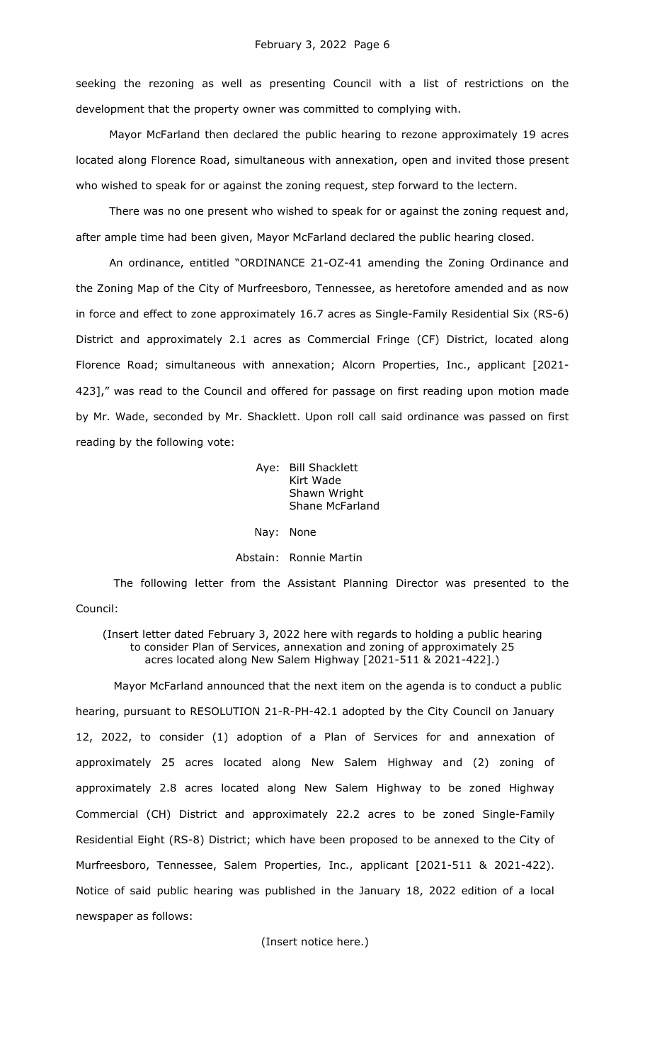seeking the rezoning as well as presenting Council with a list of restrictions on the development that the property owner was committed to complying with.

Mayor McFarland then declared the public hearing to rezone approximately 19 acres located along Florence Road, simultaneous with annexation, open and invited those present who wished to speak for or against the zoning request, step forward to the lectern.

There was no one present who wished to speak for or against the zoning request and, after ample time had been given, Mayor McFarland declared the public hearing closed.

An ordinance, entitled "ORDINANCE 21-OZ-41 amending the Zoning Ordinance and the Zoning Map of the City of Murfreesboro, Tennessee, as heretofore amended and as now in force and effect to zone approximately 16.7 acres as Single-Family Residential Six (RS-6) District and approximately 2.1 acres as Commercial Fringe (CF) District, located along Florence Road; simultaneous with annexation; Alcorn Properties, Inc., applicant [2021-423]," was read to the Council and offered for passage on first reading upon motion made by Mr. Wade, seconded by Mr. Shacklett. Upon roll call said ordinance was passed on first reading by the following vote:

Aye: Bill Shacklett
Kirt Wade
Shawn Wright
Shane McFarland

Nay: None

Abstain: Ronnie Martin

The following letter from the Assistant Planning Director was presented to the Council:

(Insert letter dated February 3, 2022 here with regards to holding a public hearing to consider Plan of Services, annexation and zoning of approximately 25 acres located along New Salem Highway [2021-511 & 2021-422].)

Mayor McFarland announced that the next item on the agenda is to conduct a public hearing, pursuant to RESOLUTION 21-R-PH-42.1 adopted by the City Council on January 12, 2022, to consider (1) adoption of a Plan of Services for and annexation of approximately 25 acres located along New Salem Highway and (2) zoning of approximately 2.8 acres located along New Salem Highway to be zoned Highway Commercial (CH) District and approximately 22.2 acres to be zoned Single-Family Residential Eight (RS-8) District; which have been proposed to be annexed to the City of Murfreesboro, Tennessee, Salem Properties, Inc., applicant [2021-511 & 2021-422]. Notice of said public hearing was published in the January 18, 2022 edition of a local newspaper as follows:

(Insert notice here.)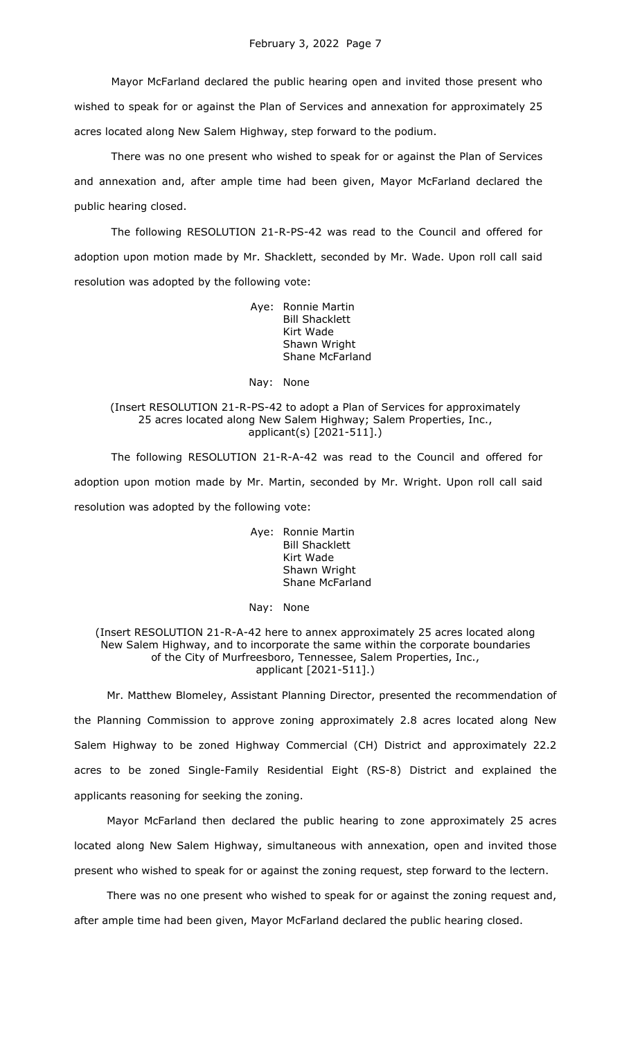Mayor McFarland declared the public hearing open and invited those present who wished to speak for or against the Plan of Services and annexation for approximately 25 acres located along New Salem Highway, step forward to the podium.

There was no one present who wished to speak for or against the Plan of Services and annexation and, after ample time had been given, Mayor McFarland declared the public hearing closed.

The following RESOLUTION 21-R-PS-42 was read to the Council and offered for adoption upon motion made by Mr. Shacklett, seconded by Mr. Wade. Upon roll call said resolution was adopted by the following vote:

Aye: Ronnie Martin
Bill Shacklett
Kirt Wade
Shawn Wright
Shane McFarland

Nay: None

(Insert RESOLUTION 21-R-PS-42 to adopt a Plan of Services for approximately 25 acres located along New Salem Highway; Salem Properties, Inc., applicant(s) [2021-511].)

The following RESOLUTION 21-R-A-42 was read to the Council and offered for adoption upon motion made by Mr. Martin, seconded by Mr. Wright. Upon roll call said resolution was adopted by the following vote:

Aye: Ronnie Martin
Bill Shacklett
Kirt Wade
Shawn Wright
Shane McFarland

Nay: None

(Insert RESOLUTION 21-R-A-42 here to annex approximately 25 acres located along New Salem Highway, and to incorporate the same within the corporate boundaries of the City of Murfreesboro, Tennessee, Salem Properties, Inc., applicant [2021-511].)

Mr. Matthew Blomeley, Assistant Planning Director, presented the recommendation of the Planning Commission to approve zoning approximately 2.8 acres located along New Salem Highway to be zoned Highway Commercial (CH) District and approximately 22.2 acres to be zoned Single-Family Residential Eight (RS-8) District and explained the applicants reasoning for seeking the zoning.

Mayor McFarland then declared the public hearing to zone approximately 25 acres located along New Salem Highway, simultaneous with annexation, open and invited those present who wished to speak for or against the zoning request, step forward to the lectern.

There was no one present who wished to speak for or against the zoning request and, after ample time had been given, Mayor McFarland declared the public hearing closed.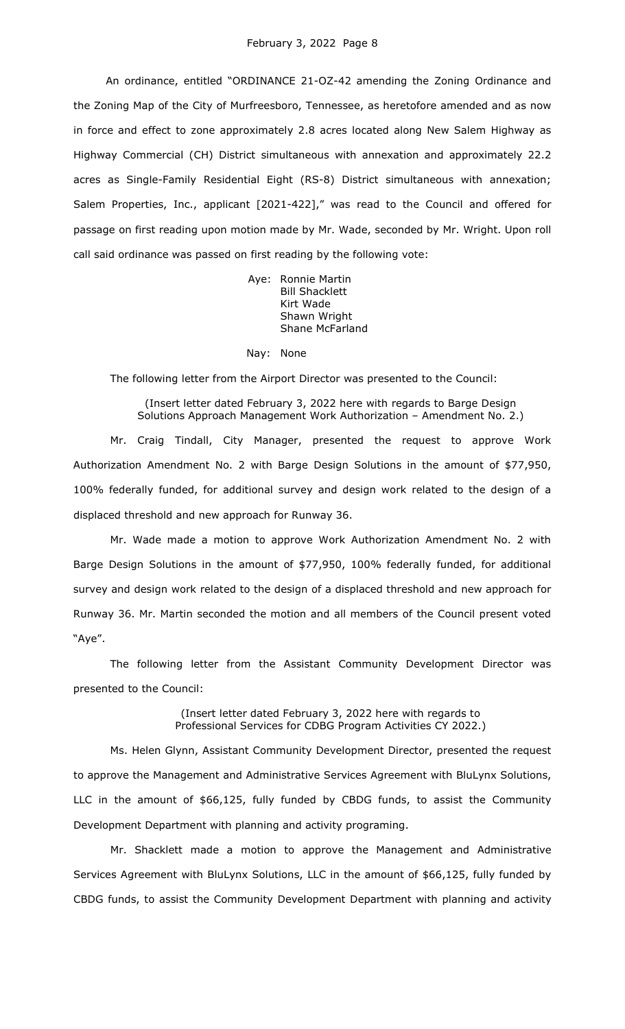An ordinance, entitled "ORDINANCE 21-OZ-42 amending the Zoning Ordinance and the Zoning Map of the City of Murfreesboro, Tennessee, as heretofore amended and as now in force and effect to zone approximately 2.8 acres located along New Salem Highway as Highway Commercial (CH) District simultaneous with annexation and approximately 22.2 acres as Single-Family Residential Eight (RS-8) District simultaneous with annexation; Salem Properties, Inc., applicant [2021-422]," was read to the Council and offered for passage on first reading upon motion made by Mr. Wade, seconded by Mr. Wright. Upon roll call said ordinance was passed on first reading by the following vote:

Aye: Ronnie Martin
Bill Shacklett
Kirt Wade
Shawn Wright
Shane McFarland

Nay: None

The following letter from the Airport Director was presented to the Council:

(Insert letter dated February 3, 2022 here with regards to Barge Design Solutions Approach Management Work Authorization – Amendment No. 2.)

Mr. Craig Tindall, City Manager, presented the request to approve Work Authorization Amendment No. 2 with Barge Design Solutions in the amount of $77,950, 100% federally funded, for additional survey and design work related to the design of a displaced threshold and new approach for Runway 36.

Mr. Wade made a motion to approve Work Authorization Amendment No. 2 with Barge Design Solutions in the amount of $77,950, 100% federally funded, for additional survey and design work related to the design of a displaced threshold and new approach for Runway 36. Mr. Martin seconded the motion and all members of the Council present voted "Aye".

The following letter from the Assistant Community Development Director was presented to the Council:

(Insert letter dated February 3, 2022 here with regards to Professional Services for CDBG Program Activities CY 2022.)

Ms. Helen Glynn, Assistant Community Development Director, presented the request to approve the Management and Administrative Services Agreement with BluLynx Solutions, LLC in the amount of $66,125, fully funded by CBDG funds, to assist the Community Development Department with planning and activity programing.

Mr. Shacklett made a motion to approve the Management and Administrative Services Agreement with BluLynx Solutions, LLC in the amount of $66,125, fully funded by CBDG funds, to assist the Community Development Department with planning and activity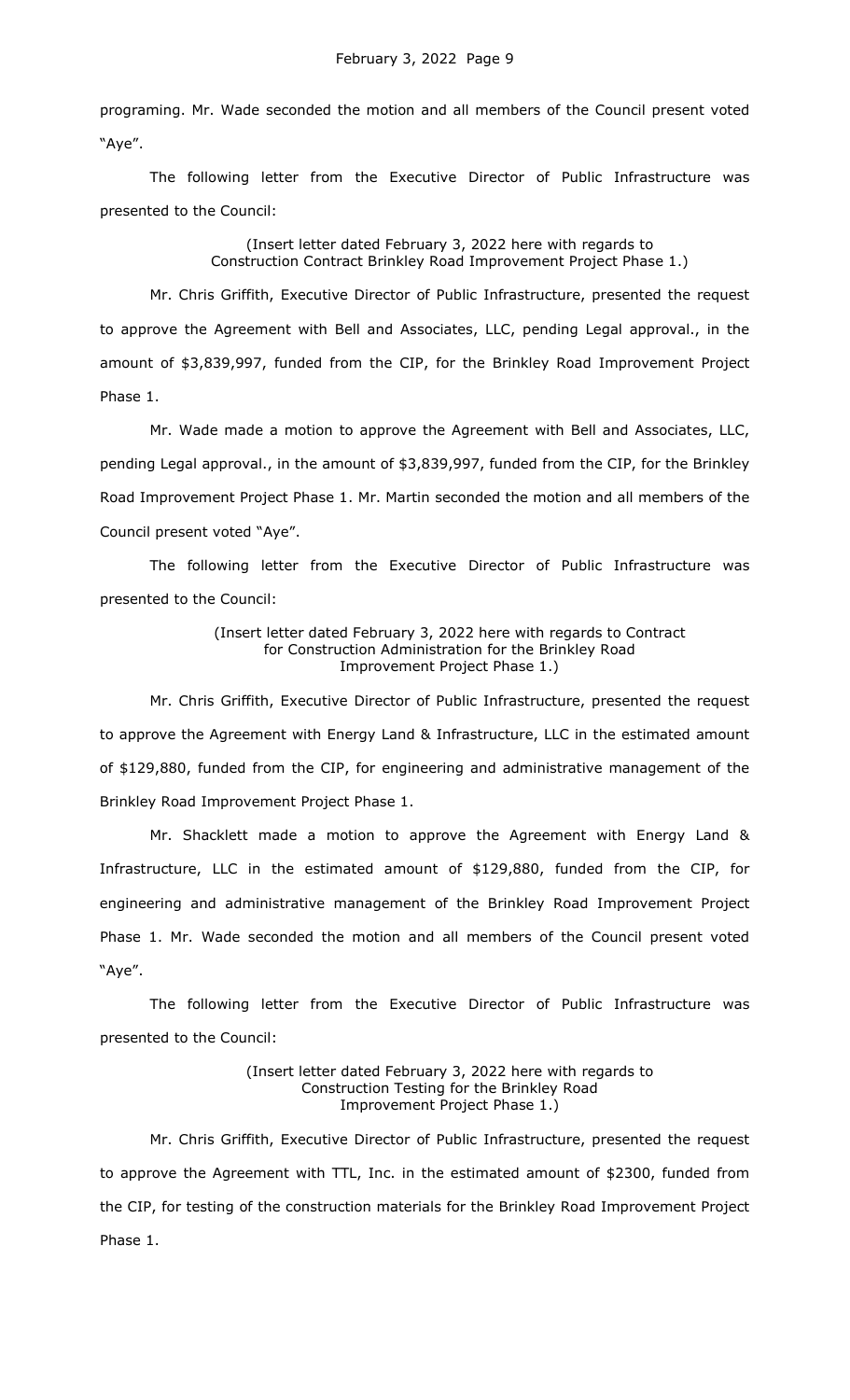programing. Mr. Wade seconded the motion and all members of the Council present voted "Aye".

The following letter from the Executive Director of Public Infrastructure was presented to the Council:

(Insert letter dated February 3, 2022 here with regards to Construction Contract Brinkley Road Improvement Project Phase 1.)

Mr. Chris Griffith, Executive Director of Public Infrastructure, presented the request to approve the Agreement with Bell and Associates, LLC, pending Legal approval., in the amount of $3,839,997, funded from the CIP, for the Brinkley Road Improvement Project Phase 1.

Mr. Wade made a motion to approve the Agreement with Bell and Associates, LLC, pending Legal approval., in the amount of $3,839,997, funded from the CIP, for the Brinkley Road Improvement Project Phase 1. Mr. Martin seconded the motion and all members of the Council present voted "Aye".

The following letter from the Executive Director of Public Infrastructure was presented to the Council:

(Insert letter dated February 3, 2022 here with regards to Contract for Construction Administration for the Brinkley Road Improvement Project Phase 1.)

Mr. Chris Griffith, Executive Director of Public Infrastructure, presented the request to approve the Agreement with Energy Land & Infrastructure, LLC in the estimated amount of $129,880, funded from the CIP, for engineering and administrative management of the Brinkley Road Improvement Project Phase 1.

Mr. Shacklett made a motion to approve the Agreement with Energy Land & Infrastructure, LLC in the estimated amount of $129,880, funded from the CIP, for engineering and administrative management of the Brinkley Road Improvement Project Phase 1. Mr. Wade seconded the motion and all members of the Council present voted "Aye".

The following letter from the Executive Director of Public Infrastructure was presented to the Council:

(Insert letter dated February 3, 2022 here with regards to Construction Testing for the Brinkley Road Improvement Project Phase 1.)

Mr. Chris Griffith, Executive Director of Public Infrastructure, presented the request to approve the Agreement with TTL, Inc. in the estimated amount of $2300, funded from the CIP, for testing of the construction materials for the Brinkley Road Improvement Project Phase 1.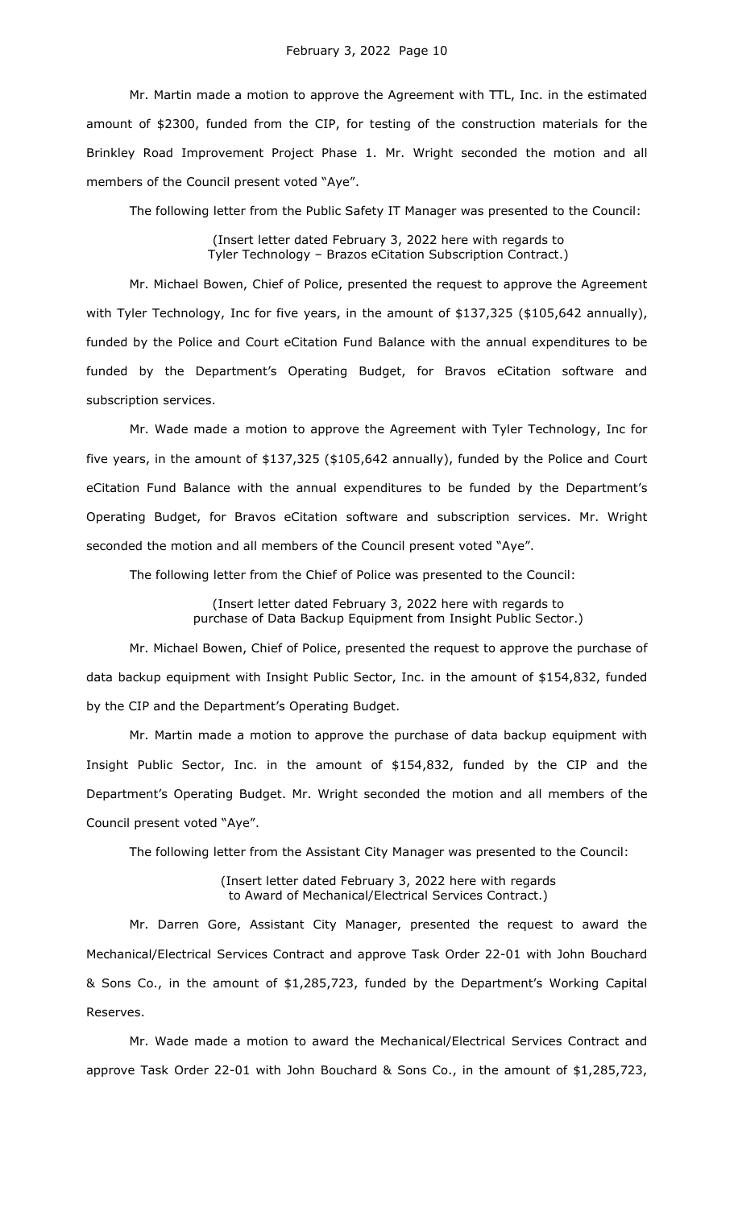Mr. Martin made a motion to approve the Agreement with TTL, Inc. in the estimated amount of $2300, funded from the CIP, for testing of the construction materials for the Brinkley Road Improvement Project Phase 1. Mr. Wright seconded the motion and all members of the Council present voted "Aye".

The following letter from the Public Safety IT Manager was presented to the Council:

(Insert letter dated February 3, 2022 here with regards to Tyler Technology – Brazos eCitation Subscription Contract.)

Mr. Michael Bowen, Chief of Police, presented the request to approve the Agreement with Tyler Technology, Inc for five years, in the amount of $137,325 ($105,642 annually), funded by the Police and Court eCitation Fund Balance with the annual expenditures to be funded by the Department's Operating Budget, for Bravos eCitation software and subscription services.

Mr. Wade made a motion to approve the Agreement with Tyler Technology, Inc for five years, in the amount of $137,325 ($105,642 annually), funded by the Police and Court eCitation Fund Balance with the annual expenditures to be funded by the Department's Operating Budget, for Bravos eCitation software and subscription services. Mr. Wright seconded the motion and all members of the Council present voted "Aye".

The following letter from the Chief of Police was presented to the Council:

(Insert letter dated February 3, 2022 here with regards to purchase of Data Backup Equipment from Insight Public Sector.)

Mr. Michael Bowen, Chief of Police, presented the request to approve the purchase of data backup equipment with Insight Public Sector, Inc. in the amount of $154,832, funded by the CIP and the Department's Operating Budget.

Mr. Martin made a motion to approve the purchase of data backup equipment with Insight Public Sector, Inc. in the amount of $154,832, funded by the CIP and the Department's Operating Budget. Mr. Wright seconded the motion and all members of the Council present voted "Aye".

The following letter from the Assistant City Manager was presented to the Council:

(Insert letter dated February 3, 2022 here with regards to Award of Mechanical/Electrical Services Contract.)

Mr. Darren Gore, Assistant City Manager, presented the request to award the Mechanical/Electrical Services Contract and approve Task Order 22-01 with John Bouchard & Sons Co., in the amount of $1,285,723, funded by the Department's Working Capital Reserves.

Mr. Wade made a motion to award the Mechanical/Electrical Services Contract and approve Task Order 22-01 with John Bouchard & Sons Co., in the amount of $1,285,723,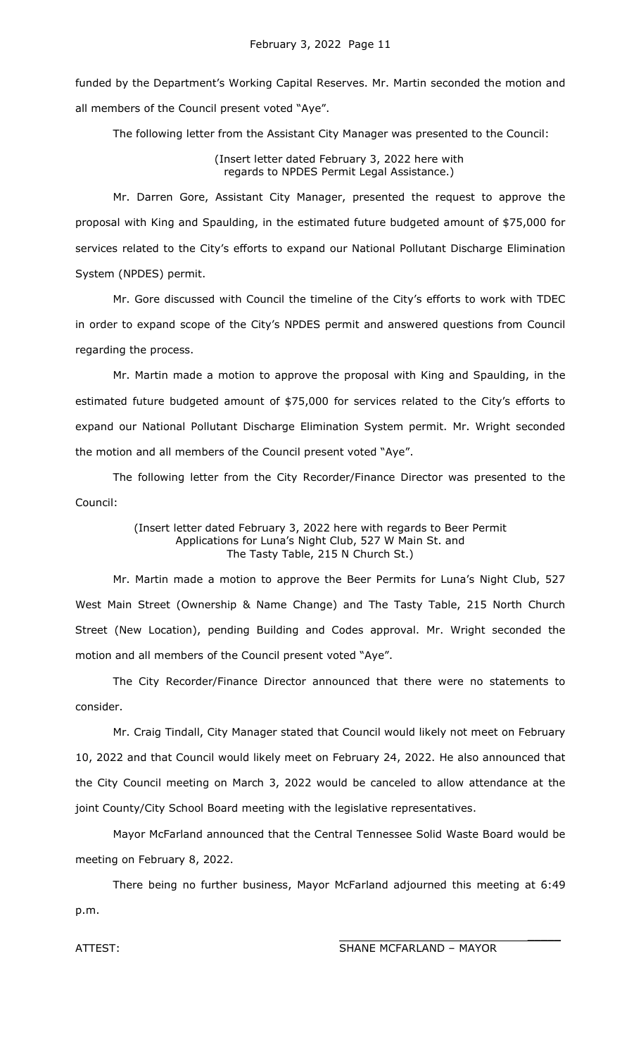funded by the Department's Working Capital Reserves. Mr. Martin seconded the motion and all members of the Council present voted "Aye".

The following letter from the Assistant City Manager was presented to the Council:

(Insert letter dated February 3, 2022 here with regards to NPDES Permit Legal Assistance.)

Mr. Darren Gore, Assistant City Manager, presented the request to approve the proposal with King and Spaulding, in the estimated future budgeted amount of $75,000 for services related to the City's efforts to expand our National Pollutant Discharge Elimination System (NPDES) permit.

Mr. Gore discussed with Council the timeline of the City's efforts to work with TDEC in order to expand scope of the City's NPDES permit and answered questions from Council regarding the process.

Mr. Martin made a motion to approve the proposal with King and Spaulding, in the estimated future budgeted amount of $75,000 for services related to the City's efforts to expand our National Pollutant Discharge Elimination System permit. Mr. Wright seconded the motion and all members of the Council present voted "Aye".

The following letter from the City Recorder/Finance Director was presented to the Council:

(Insert letter dated February 3, 2022 here with regards to Beer Permit Applications for Luna's Night Club, 527 W Main St. and The Tasty Table, 215 N Church St.)

Mr. Martin made a motion to approve the Beer Permits for Luna's Night Club, 527 West Main Street (Ownership & Name Change) and The Tasty Table, 215 North Church Street (New Location), pending Building and Codes approval. Mr. Wright seconded the motion and all members of the Council present voted "Aye".

The City Recorder/Finance Director announced that there were no statements to consider.

Mr. Craig Tindall, City Manager stated that Council would likely not meet on February 10, 2022 and that Council would likely meet on February 24, 2022. He also announced that the City Council meeting on March 3, 2022 would be canceled to allow attendance at the joint County/City School Board meeting with the legislative representatives.

Mayor McFarland announced that the Central Tennessee Solid Waste Board would be meeting on February 8, 2022.

There being no further business, Mayor McFarland adjourned this meeting at 6:49 p.m.

ATTEST:

SHANE MCFARLAND – MAYOR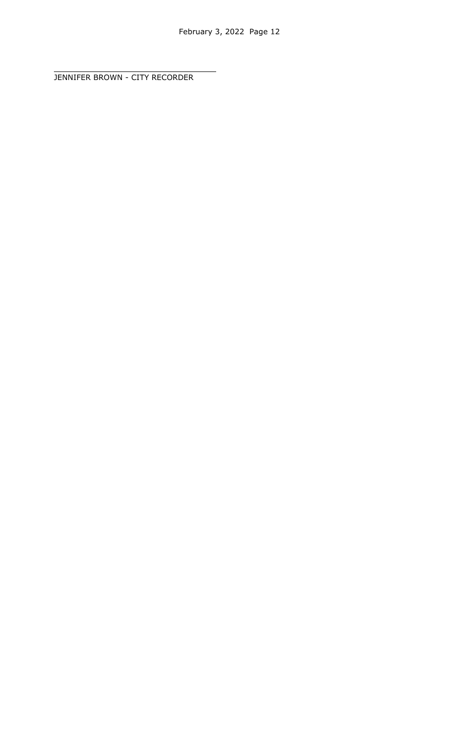\_\_\_\_\_\_\_\_\_\_\_\_\_\_\_\_\_\_\_\_\_\_\_\_\_\_\_\_\_\_\_\_\_\_\_\_

JENNIFER BROWN - CITY RECORDER